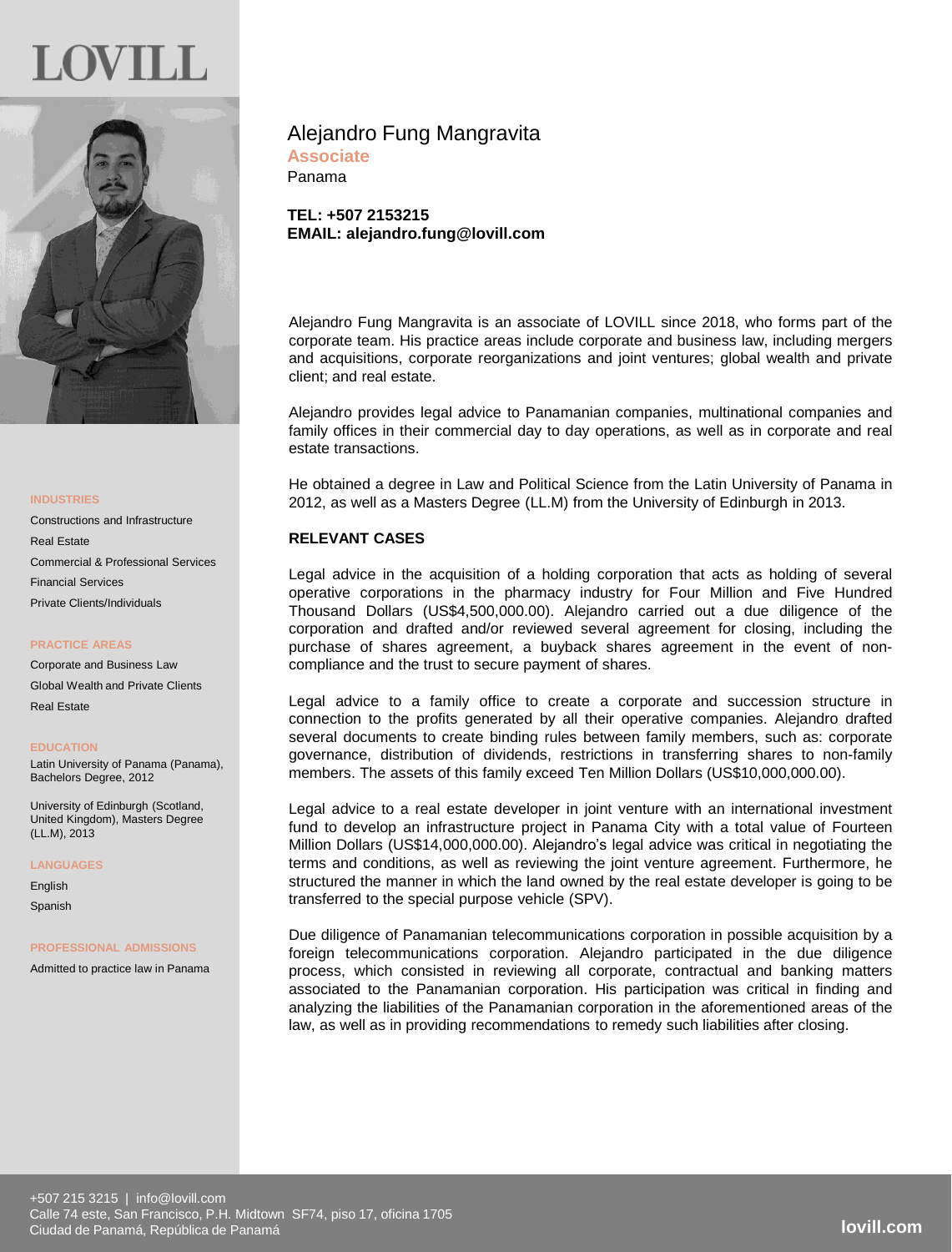LOVILL

# Alejandro Fung Mangravita

**Associate**

Panama

**TEL: +507 2153215**
**EMAIL: alejandro.fung@lovill.com**

Alejandro Fung Mangravita is an associate of LOVILL since 2018, who forms part of the corporate team. His practice areas include corporate and business law, including mergers and acquisitions, corporate reorganizations and joint ventures; global wealth and private client; and real estate.

Alejandro provides legal advice to Panamanian companies, multinational companies and family offices in their commercial day to day operations, as well as in corporate and real estate transactions.

He obtained a degree in Law and Political Science from the Latin University of Panama in 2012, as well as a Masters Degree (LL.M) from the University of Edinburgh in 2013.

## RELEVANT CASES

Legal advice in the acquisition of a holding corporation that acts as holding of several operative corporations in the pharmacy industry for Four Million and Five Hundred Thousand Dollars (US$4,500,000.00). Alejandro carried out a due diligence of the corporation and drafted and/or reviewed several agreement for closing, including the purchase of shares agreement, a buyback shares agreement in the event of non-compliance and the trust to secure payment of shares.

Legal advice to a family office to create a corporate and succession structure in connection to the profits generated by all their operative companies. Alejandro drafted several documents to create binding rules between family members, such as: corporate governance, distribution of dividends, restrictions in transferring shares to non-family members. The assets of this family exceed Ten Million Dollars (US$10,000,000.00).

Legal advice to a real estate developer in joint venture with an international investment fund to develop an infrastructure project in Panama City with a total value of Fourteen Million Dollars (US$14,000,000.00). Alejandro's legal advice was critical in negotiating the terms and conditions, as well as reviewing the joint venture agreement. Furthermore, he structured the manner in which the land owned by the real estate developer is going to be transferred to the special purpose vehicle (SPV).

Due diligence of Panamanian telecommunications corporation in possible acquisition by a foreign telecommunications corporation. Alejandro participated in the due diligence process, which consisted in reviewing all corporate, contractual and banking matters associated to the Panamanian corporation. His participation was critical in finding and analyzing the liabilities of the Panamanian corporation in the aforementioned areas of the law, as well as in providing recommendations to remedy such liabilities after closing.

### INDUSTRIES

- Constructions and Infrastructure
- Real Estate
- Commercial & Professional Services
- Financial Services
- Private Clients/Individuals

### PRACTICE AREAS

- Corporate and Business Law
- Global Wealth and Private Clients
- Real Estate

### EDUCATION

Latin University of Panama (Panama), Bachelors Degree, 2012

University of Edinburgh (Scotland, United Kingdom), Masters Degree (LL.M), 2013

### LANGUAGES

- English
- Spanish

### PROFESSIONAL ADMISSIONS

Admitted to practice law in Panama

+507 215 3215 | info@lovill.com
Calle 74 este, San Francisco, P.H. Midtown SF74, piso 17, oficina 1705
Ciudad de Panamá, República de Panamá

lovill.com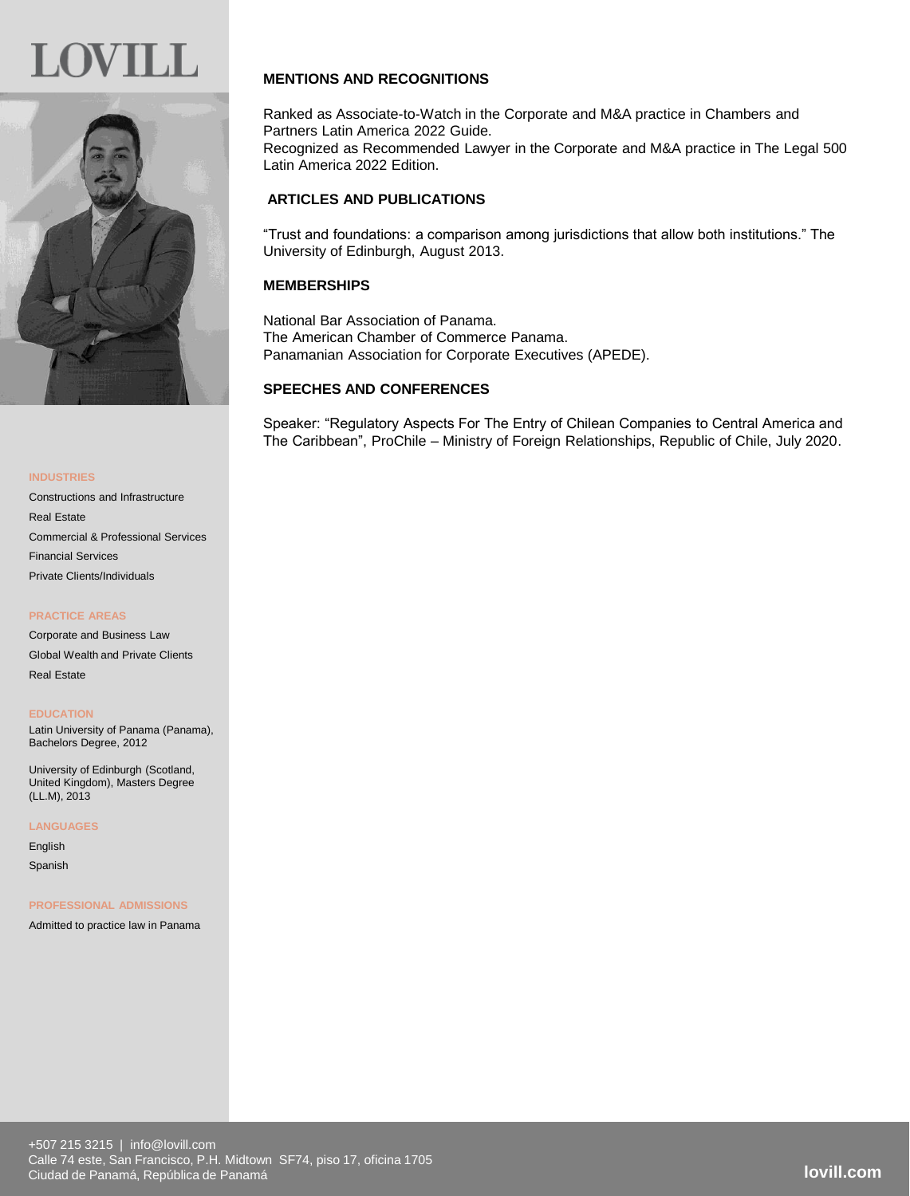LOVILL

## MENTIONS AND RECOGNITIONS

Ranked as Associate-to-Watch in the Corporate and M&A practice in Chambers and Partners Latin America 2022 Guide.
Recognized as Recommended Lawyer in the Corporate and M&A practice in The Legal 500 Latin America 2022 Edition.

## ARTICLES AND PUBLICATIONS

"Trust and foundations: a comparison among jurisdictions that allow both institutions." The University of Edinburgh, August 2013.

## MEMBERSHIPS

National Bar Association of Panama.
The American Chamber of Commerce Panama.
Panamanian Association for Corporate Executives (APEDE).

## SPEECHES AND CONFERENCES

Speaker: "Regulatory Aspects For The Entry of Chilean Companies to Central America and The Caribbean", ProChile – Ministry of Foreign Relationships, Republic of Chile, July 2020.

### INDUSTRIES

Constructions and Infrastructure
Real Estate
Commercial & Professional Services
Financial Services
Private Clients/Individuals

### PRACTICE AREAS

Corporate and Business Law
Global Wealth and Private Clients
Real Estate

### EDUCATION

Latin University of Panama (Panama), Bachelors Degree, 2012

University of Edinburgh (Scotland, United Kingdom), Masters Degree (LL.M), 2013

### LANGUAGES

English
Spanish

### PROFESSIONAL ADMISSIONS

Admitted to practice law in Panama

+507 215 3215 | info@lovill.com
Calle 74 este, San Francisco, P.H. Midtown SF74, piso 17, oficina 1705
Ciudad de Panamá, República de Panamá

lovill.com